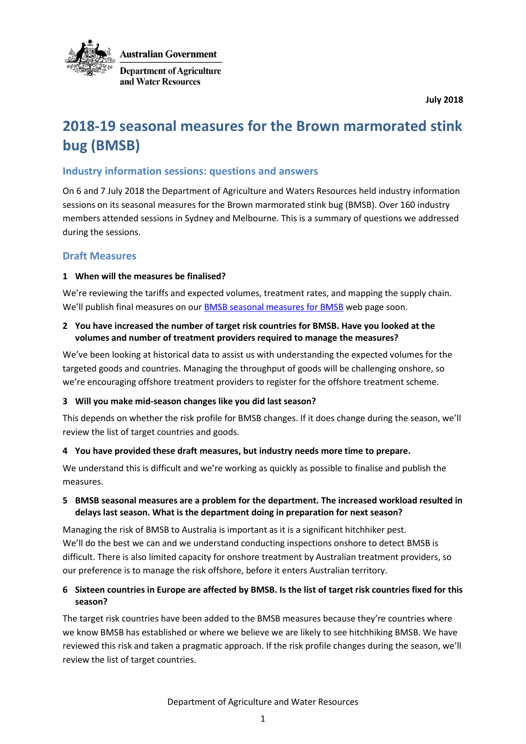Australian Government

Department of Agriculture and Water Resources

**July 2018**

# 2018-19 seasonal measures for the Brown marmorated stink bug (BMSB)

## Industry information sessions: questions and answers

On 6 and 7 July 2018 the Department of Agriculture and Waters Resources held industry information sessions on its seasonal measures for the Brown marmorated stink bug (BMSB). Over 160 industry members attended sessions in Sydney and Melbourne. This is a summary of questions we addressed during the sessions.

## Draft Measures

**1 When will the measures be finalised?**

We're reviewing the tariffs and expected volumes, treatment rates, and mapping the supply chain. We'll publish final measures on our BMSB seasonal measures for BMSB web page soon.

**2 You have increased the number of target risk countries for BMSB. Have you looked at the volumes and number of treatment providers required to manage the measures?**

We've been looking at historical data to assist us with understanding the expected volumes for the targeted goods and countries. Managing the throughput of goods will be challenging onshore, so we're encouraging offshore treatment providers to register for the offshore treatment scheme.

**3 Will you make mid-season changes like you did last season?**

This depends on whether the risk profile for BMSB changes. If it does change during the season, we'll review the list of target countries and goods.

**4 You have provided these draft measures, but industry needs more time to prepare.**

We understand this is difficult and we're working as quickly as possible to finalise and publish the measures.

**5 BMSB seasonal measures are a problem for the department. The increased workload resulted in delays last season. What is the department doing in preparation for next season?**

Managing the risk of BMSB to Australia is important as it is a significant hitchhiker pest. We'll do the best we can and we understand conducting inspections onshore to detect BMSB is difficult. There is also limited capacity for onshore treatment by Australian treatment providers, so our preference is to manage the risk offshore, before it enters Australian territory.

**6 Sixteen countries in Europe are affected by BMSB. Is the list of target risk countries fixed for this season?**

The target risk countries have been added to the BMSB measures because they're countries where we know BMSB has established or where we believe we are likely to see hitchhiking BMSB. We have reviewed this risk and taken a pragmatic approach. If the risk profile changes during the season, we'll review the list of target countries.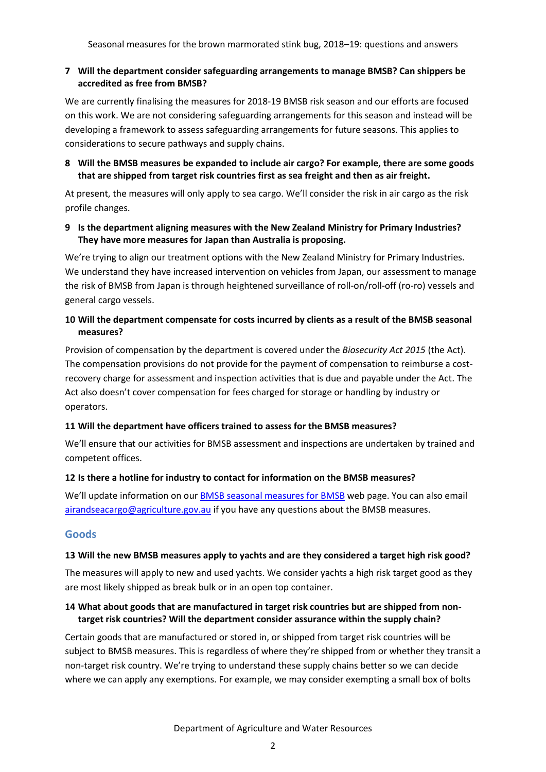**7 Will the department consider safeguarding arrangements to manage BMSB? Can shippers be accredited as free from BMSB?**

We are currently finalising the measures for 2018-19 BMSB risk season and our efforts are focused on this work. We are not considering safeguarding arrangements for this season and instead will be developing a framework to assess safeguarding arrangements for future seasons. This applies to considerations to secure pathways and supply chains.

**8 Will the BMSB measures be expanded to include air cargo? For example, there are some goods that are shipped from target risk countries first as sea freight and then as air freight.**

At present, the measures will only apply to sea cargo. We'll consider the risk in air cargo as the risk profile changes.

**9 Is the department aligning measures with the New Zealand Ministry for Primary Industries? They have more measures for Japan than Australia is proposing.**

We're trying to align our treatment options with the New Zealand Ministry for Primary Industries. We understand they have increased intervention on vehicles from Japan, our assessment to manage the risk of BMSB from Japan is through heightened surveillance of roll-on/roll-off (ro-ro) vessels and general cargo vessels.

**10 Will the department compensate for costs incurred by clients as a result of the BMSB seasonal measures?**

Provision of compensation by the department is covered under the *Biosecurity Act 2015* (the Act). The compensation provisions do not provide for the payment of compensation to reimburse a cost-recovery charge for assessment and inspection activities that is due and payable under the Act. The Act also doesn't cover compensation for fees charged for storage or handling by industry or operators.

**11 Will the department have officers trained to assess for the BMSB measures?**

We'll ensure that our activities for BMSB assessment and inspections are undertaken by trained and competent offices.

**12 Is there a hotline for industry to contact for information on the BMSB measures?**

We'll update information on our [BMSB seasonal measures for BMSB](#) web page. You can also email [airandseacargo@agriculture.gov.au](mailto:airandseacargo@agriculture.gov.au) if you have any questions about the BMSB measures.

## Goods

**13 Will the new BMSB measures apply to yachts and are they considered a target high risk good?**

The measures will apply to new and used yachts. We consider yachts a high risk target good as they are most likely shipped as break bulk or in an open top container.

**14 What about goods that are manufactured in target risk countries but are shipped from non-target risk countries? Will the department consider assurance within the supply chain?**

Certain goods that are manufactured or stored in, or shipped from target risk countries will be subject to BMSB measures. This is regardless of where they're shipped from or whether they transit a non-target risk country. We're trying to understand these supply chains better so we can decide where we can apply any exemptions. For example, we may consider exempting a small box of bolts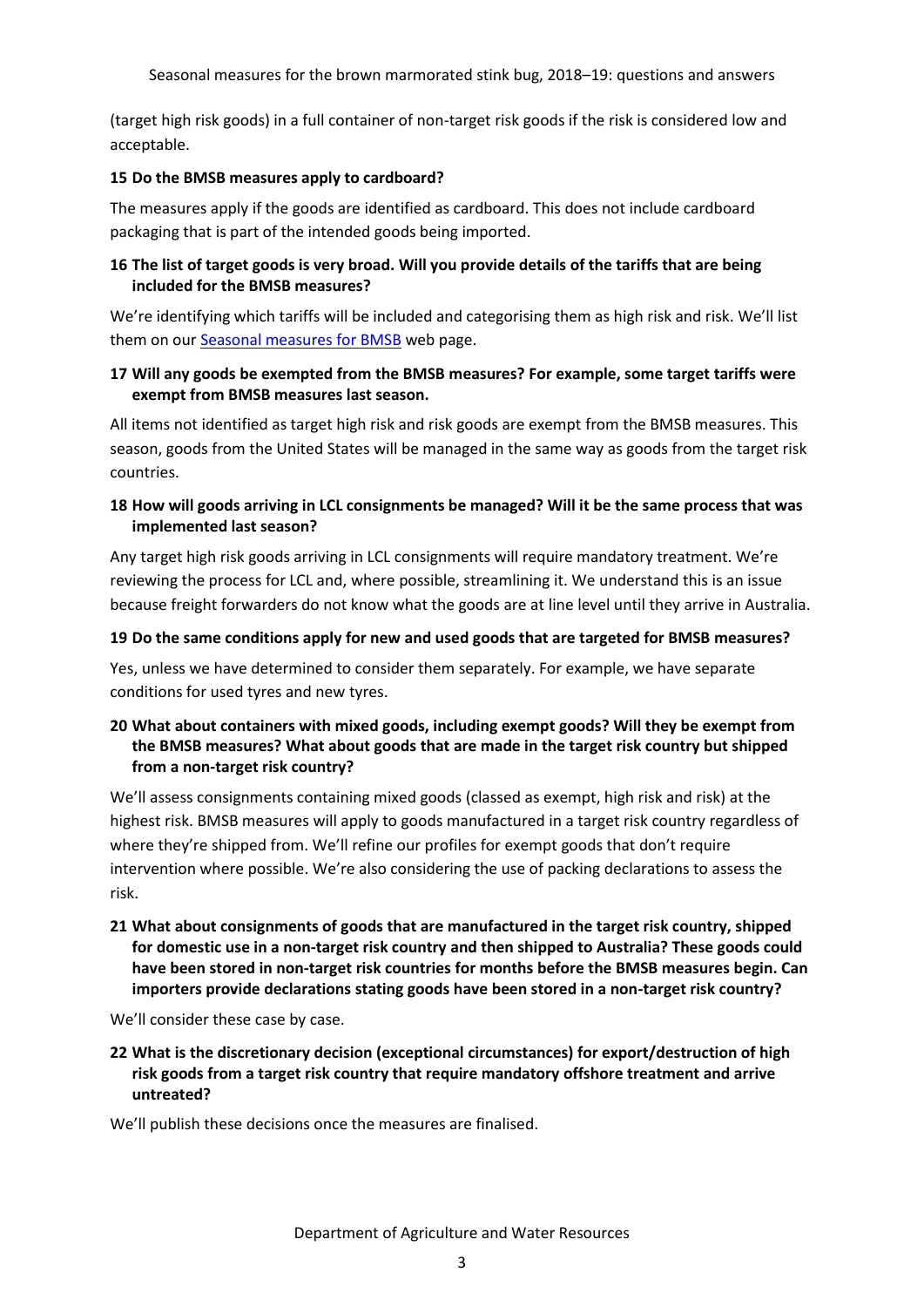(target high risk goods) in a full container of non-target risk goods if the risk is considered low and acceptable.

### 15 Do the BMSB measures apply to cardboard?

The measures apply if the goods are identified as cardboard. This does not include cardboard packaging that is part of the intended goods being imported.

### 16 The list of target goods is very broad. Will you provide details of the tariffs that are being included for the BMSB measures?

We're identifying which tariffs will be included and categorising them as high risk and risk. We'll list them on our Seasonal measures for BMSB web page.

### 17 Will any goods be exempted from the BMSB measures? For example, some target tariffs were exempt from BMSB measures last season.

All items not identified as target high risk and risk goods are exempt from the BMSB measures. This season, goods from the United States will be managed in the same way as goods from the target risk countries.

### 18 How will goods arriving in LCL consignments be managed? Will it be the same process that was implemented last season?

Any target high risk goods arriving in LCL consignments will require mandatory treatment. We're reviewing the process for LCL and, where possible, streamlining it. We understand this is an issue because freight forwarders do not know what the goods are at line level until they arrive in Australia.

### 19 Do the same conditions apply for new and used goods that are targeted for BMSB measures?

Yes, unless we have determined to consider them separately. For example, we have separate conditions for used tyres and new tyres.

### 20 What about containers with mixed goods, including exempt goods? Will they be exempt from the BMSB measures? What about goods that are made in the target risk country but shipped from a non-target risk country?

We'll assess consignments containing mixed goods (classed as exempt, high risk and risk) at the highest risk. BMSB measures will apply to goods manufactured in a target risk country regardless of where they're shipped from. We'll refine our profiles for exempt goods that don't require intervention where possible. We're also considering the use of packing declarations to assess the risk.

### 21 What about consignments of goods that are manufactured in the target risk country, shipped for domestic use in a non-target risk country and then shipped to Australia? These goods could have been stored in non-target risk countries for months before the BMSB measures begin. Can importers provide declarations stating goods have been stored in a non-target risk country?

We'll consider these case by case.

### 22 What is the discretionary decision (exceptional circumstances) for export/destruction of high risk goods from a target risk country that require mandatory offshore treatment and arrive untreated?

We'll publish these decisions once the measures are finalised.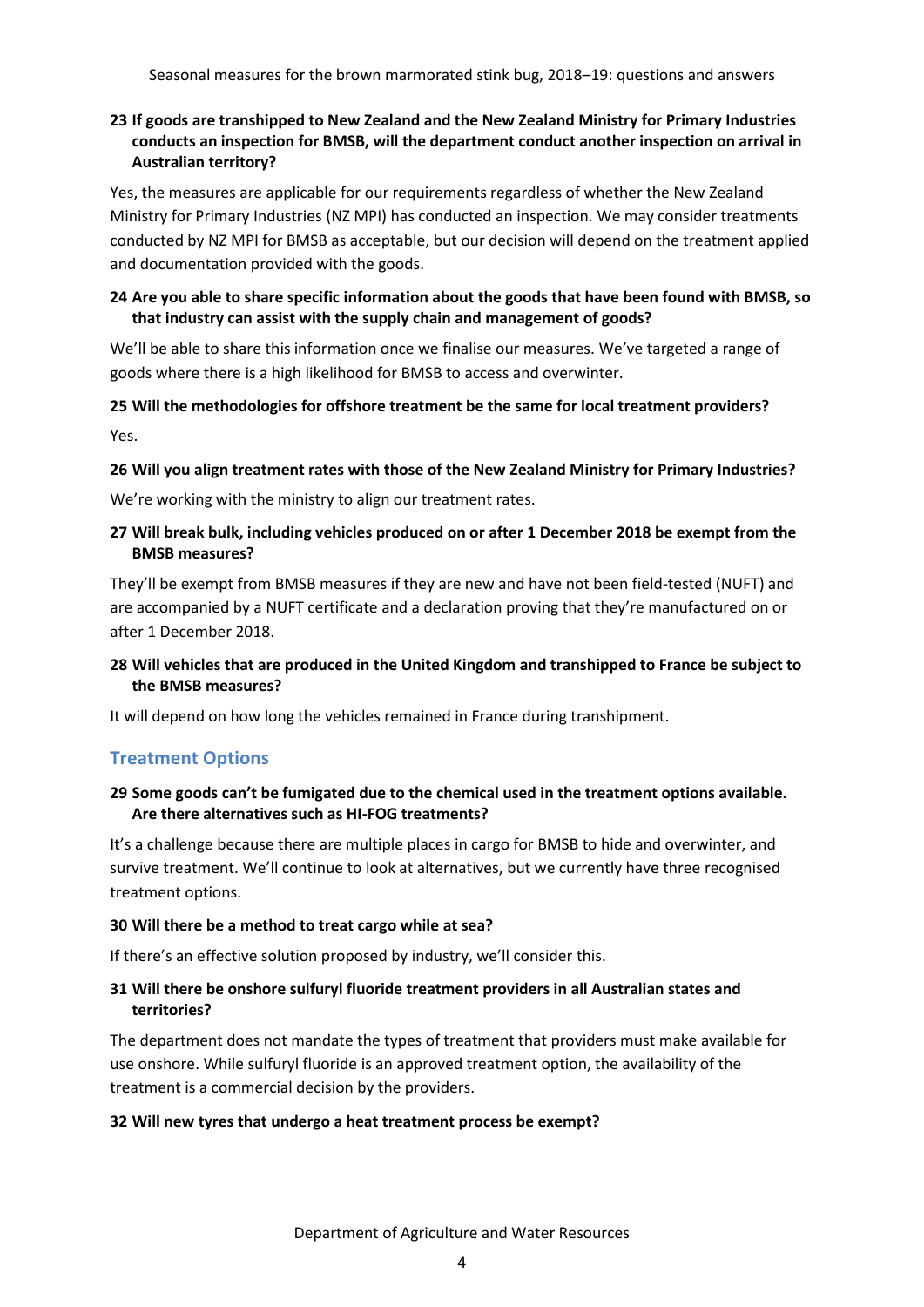**23 If goods are transhipped to New Zealand and the New Zealand Ministry for Primary Industries conducts an inspection for BMSB, will the department conduct another inspection on arrival in Australian territory?**

Yes, the measures are applicable for our requirements regardless of whether the New Zealand Ministry for Primary Industries (NZ MPI) has conducted an inspection. We may consider treatments conducted by NZ MPI for BMSB as acceptable, but our decision will depend on the treatment applied and documentation provided with the goods.

**24 Are you able to share specific information about the goods that have been found with BMSB, so that industry can assist with the supply chain and management of goods?**

We'll be able to share this information once we finalise our measures. We've targeted a range of goods where there is a high likelihood for BMSB to access and overwinter.

**25 Will the methodologies for offshore treatment be the same for local treatment providers?**

Yes.

**26 Will you align treatment rates with those of the New Zealand Ministry for Primary Industries?**

We're working with the ministry to align our treatment rates.

**27 Will break bulk, including vehicles produced on or after 1 December 2018 be exempt from the BMSB measures?**

They'll be exempt from BMSB measures if they are new and have not been field-tested (NUFT) and are accompanied by a NUFT certificate and a declaration proving that they're manufactured on or after 1 December 2018.

**28 Will vehicles that are produced in the United Kingdom and transhipped to France be subject to the BMSB measures?**

It will depend on how long the vehicles remained in France during transhipment.

## Treatment Options

**29 Some goods can't be fumigated due to the chemical used in the treatment options available. Are there alternatives such as HI-FOG treatments?**

It's a challenge because there are multiple places in cargo for BMSB to hide and overwinter, and survive treatment. We'll continue to look at alternatives, but we currently have three recognised treatment options.

**30 Will there be a method to treat cargo while at sea?**

If there's an effective solution proposed by industry, we'll consider this.

**31 Will there be onshore sulfuryl fluoride treatment providers in all Australian states and territories?**

The department does not mandate the types of treatment that providers must make available for use onshore. While sulfuryl fluoride is an approved treatment option, the availability of the treatment is a commercial decision by the providers.

**32 Will new tyres that undergo a heat treatment process be exempt?**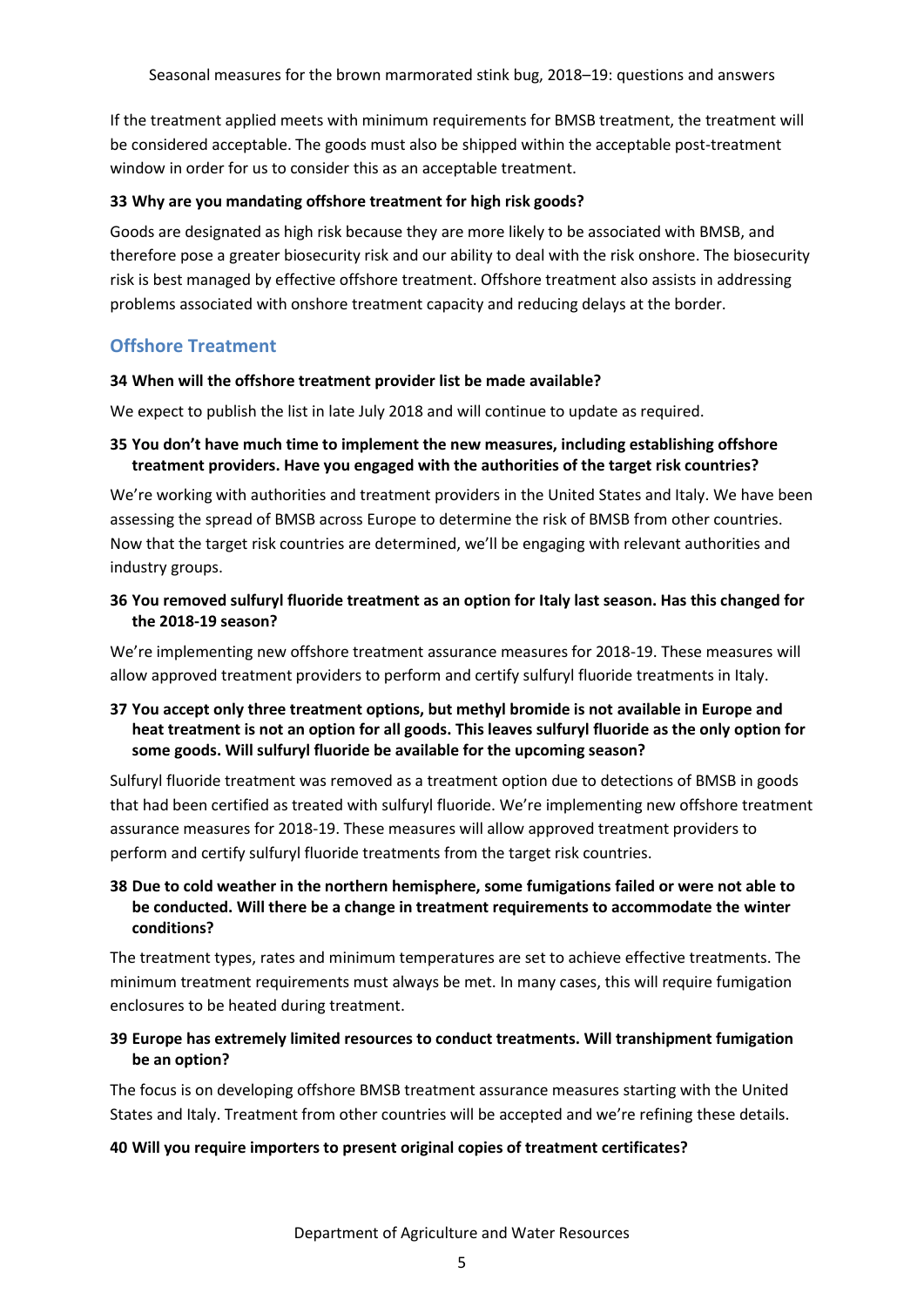If the treatment applied meets with minimum requirements for BMSB treatment, the treatment will be considered acceptable. The goods must also be shipped within the acceptable post-treatment window in order for us to consider this as an acceptable treatment.

**33 Why are you mandating offshore treatment for high risk goods?**

Goods are designated as high risk because they are more likely to be associated with BMSB, and therefore pose a greater biosecurity risk and our ability to deal with the risk onshore. The biosecurity risk is best managed by effective offshore treatment. Offshore treatment also assists in addressing problems associated with onshore treatment capacity and reducing delays at the border.

## Offshore Treatment

**34 When will the offshore treatment provider list be made available?**

We expect to publish the list in late July 2018 and will continue to update as required.

**35 You don't have much time to implement the new measures, including establishing offshore treatment providers. Have you engaged with the authorities of the target risk countries?**

We're working with authorities and treatment providers in the United States and Italy. We have been assessing the spread of BMSB across Europe to determine the risk of BMSB from other countries. Now that the target risk countries are determined, we'll be engaging with relevant authorities and industry groups.

**36 You removed sulfuryl fluoride treatment as an option for Italy last season. Has this changed for the 2018-19 season?**

We're implementing new offshore treatment assurance measures for 2018-19. These measures will allow approved treatment providers to perform and certify sulfuryl fluoride treatments in Italy.

**37 You accept only three treatment options, but methyl bromide is not available in Europe and heat treatment is not an option for all goods. This leaves sulfuryl fluoride as the only option for some goods. Will sulfuryl fluoride be available for the upcoming season?**

Sulfuryl fluoride treatment was removed as a treatment option due to detections of BMSB in goods that had been certified as treated with sulfuryl fluoride. We're implementing new offshore treatment assurance measures for 2018-19. These measures will allow approved treatment providers to perform and certify sulfuryl fluoride treatments from the target risk countries.

**38 Due to cold weather in the northern hemisphere, some fumigations failed or were not able to be conducted. Will there be a change in treatment requirements to accommodate the winter conditions?**

The treatment types, rates and minimum temperatures are set to achieve effective treatments. The minimum treatment requirements must always be met. In many cases, this will require fumigation enclosures to be heated during treatment.

**39 Europe has extremely limited resources to conduct treatments. Will transhipment fumigation be an option?**

The focus is on developing offshore BMSB treatment assurance measures starting with the United States and Italy. Treatment from other countries will be accepted and we're refining these details.

**40 Will you require importers to present original copies of treatment certificates?**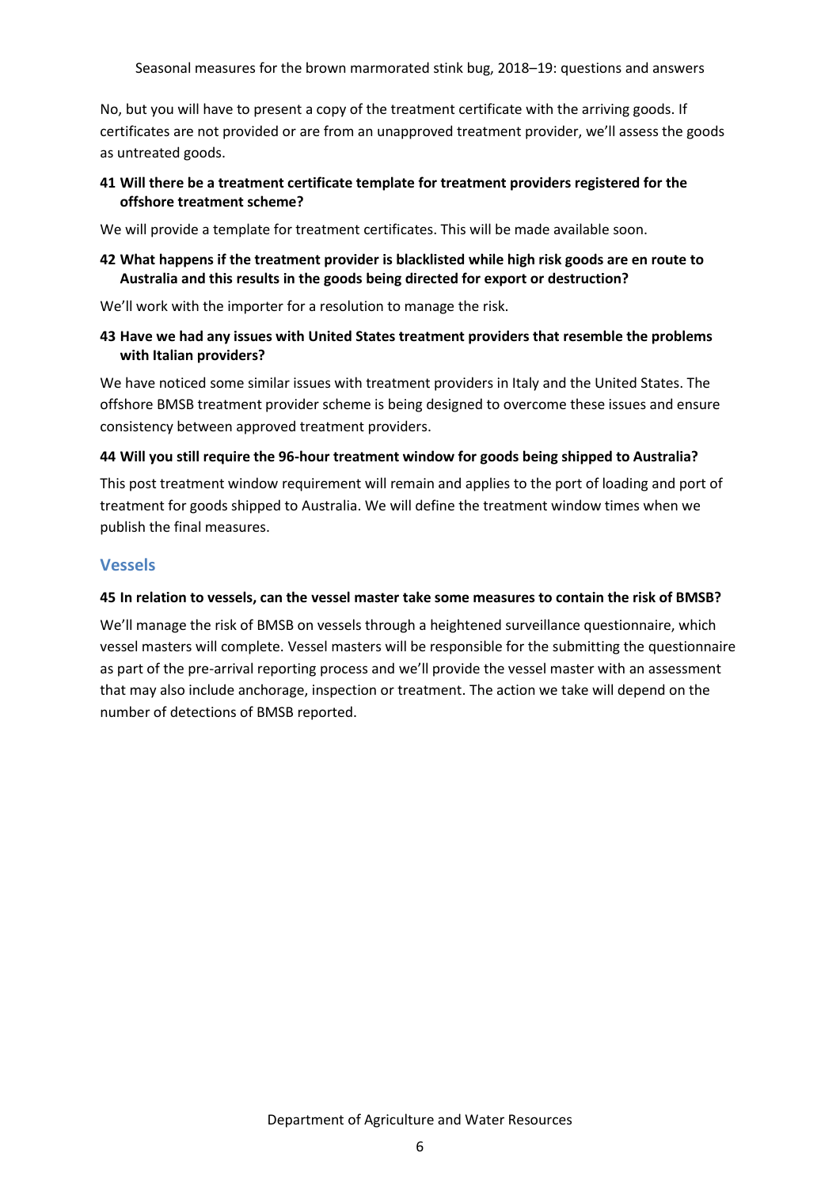No, but you will have to present a copy of the treatment certificate with the arriving goods. If certificates are not provided or are from an unapproved treatment provider, we'll assess the goods as untreated goods.

**41 Will there be a treatment certificate template for treatment providers registered for the offshore treatment scheme?**

We will provide a template for treatment certificates. This will be made available soon.

**42 What happens if the treatment provider is blacklisted while high risk goods are en route to Australia and this results in the goods being directed for export or destruction?**

We'll work with the importer for a resolution to manage the risk.

**43 Have we had any issues with United States treatment providers that resemble the problems with Italian providers?**

We have noticed some similar issues with treatment providers in Italy and the United States. The offshore BMSB treatment provider scheme is being designed to overcome these issues and ensure consistency between approved treatment providers.

**44 Will you still require the 96-hour treatment window for goods being shipped to Australia?**

This post treatment window requirement will remain and applies to the port of loading and port of treatment for goods shipped to Australia. We will define the treatment window times when we publish the final measures.

## Vessels

**45 In relation to vessels, can the vessel master take some measures to contain the risk of BMSB?**

We'll manage the risk of BMSB on vessels through a heightened surveillance questionnaire, which vessel masters will complete. Vessel masters will be responsible for the submitting the questionnaire as part of the pre-arrival reporting process and we'll provide the vessel master with an assessment that may also include anchorage, inspection or treatment. The action we take will depend on the number of detections of BMSB reported.